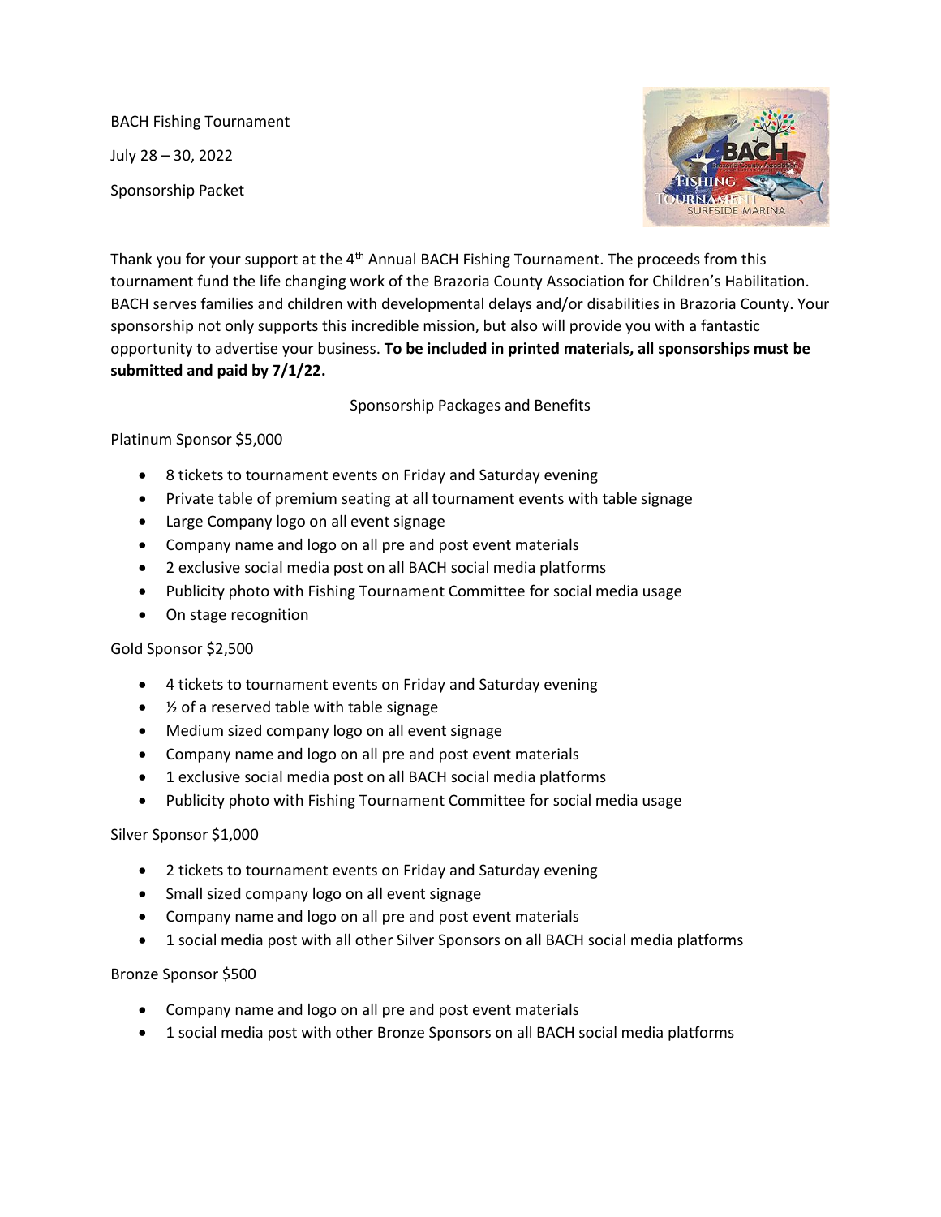BACH Fishing Tournament

July 28 – 30, 2022

Sponsorship Packet

Thank you for your support at the 4th Annual BACH Fishing Tournament. The proceeds from this tournament fund the life changing work of the Brazoria County Association for Children's Habilitation. BACH serves families and children with developmental delays and/or disabilities in Brazoria County. Your sponsorship not only supports this incredible mission, but also will provide you with a fantastic opportunity to advertise your business. **To be included in printed materials, all sponsorships must be submitted and paid by 7/1/22.**

## Sponsorship Packages and Benefits

### Platinum Sponsor $5,000

- 8 tickets to tournament events on Friday and Saturday evening
- Private table of premium seating at all tournament events with table signage
- Large Company logo on all event signage
- Company name and logo on all pre and post event materials
- 2 exclusive social media post on all BACH social media platforms
- Publicity photo with Fishing Tournament Committee for social media usage
- On stage recognition

### Gold Sponsor $2,500

- 4 tickets to tournament events on Friday and Saturday evening
- ½ of a reserved table with table signage
- Medium sized company logo on all event signage
- Company name and logo on all pre and post event materials
- 1 exclusive social media post on all BACH social media platforms
- Publicity photo with Fishing Tournament Committee for social media usage

### Silver Sponsor $1,000

- 2 tickets to tournament events on Friday and Saturday evening
- Small sized company logo on all event signage
- Company name and logo on all pre and post event materials
- 1 social media post with all other Silver Sponsors on all BACH social media platforms

### Bronze Sponsor $500

- Company name and logo on all pre and post event materials
- 1 social media post with other Bronze Sponsors on all BACH social media platforms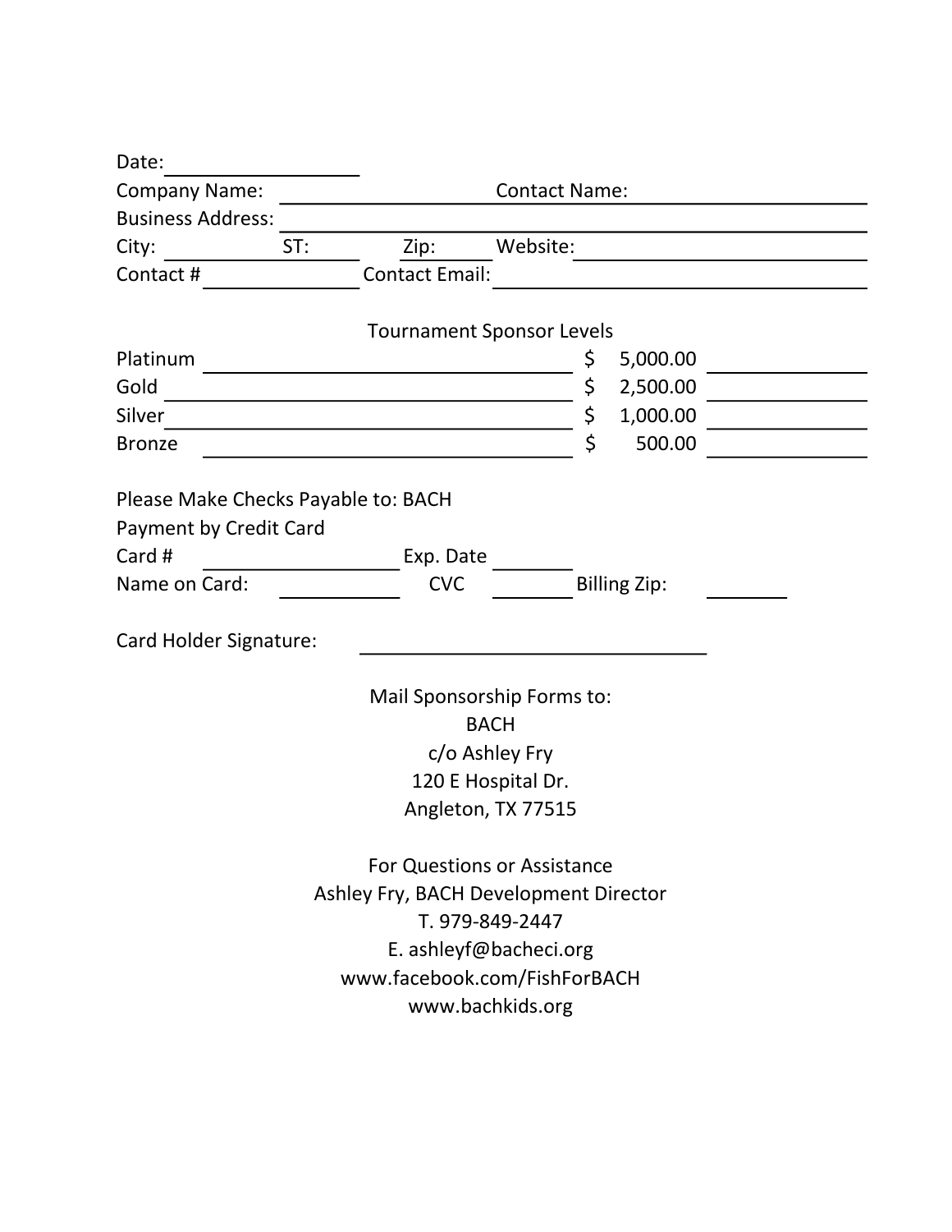Date: ____________________

Company Name: ____________________ Contact Name: ____________________

Business Address: ________________________________________

City: __________ ST: __________ Zip: __________ Website: ____________________

Contact # ____________________ Contact Email: ____________________

Tournament Sponsor Levels

| | | | |
|---|---|---|---|
| Platinum | ______________________________ | $ 5,000.00 | ____________ |
| Gold | ______________________________ | $ 2,500.00 | ____________ |
| Silver | ______________________________ | $ 1,000.00 | ____________ |
| Bronze | ______________________________ | $ 500.00 | ____________ |

Please Make Checks Payable to: BACH

Payment by Credit Card

Card # ____________________ Exp. Date __________

Name on Card: __________ CVC __________ Billing Zip: __________

Card Holder Signature: ______________________________

Mail Sponsorship Forms to:
BACH
c/o Ashley Fry
120 E Hospital Dr.
Angleton, TX 77515

For Questions or Assistance
Ashley Fry, BACH Development Director
T. 979-849-2447
E. ashleyf@bacheci.org
www.facebook.com/FishForBACH
www.bachkids.org